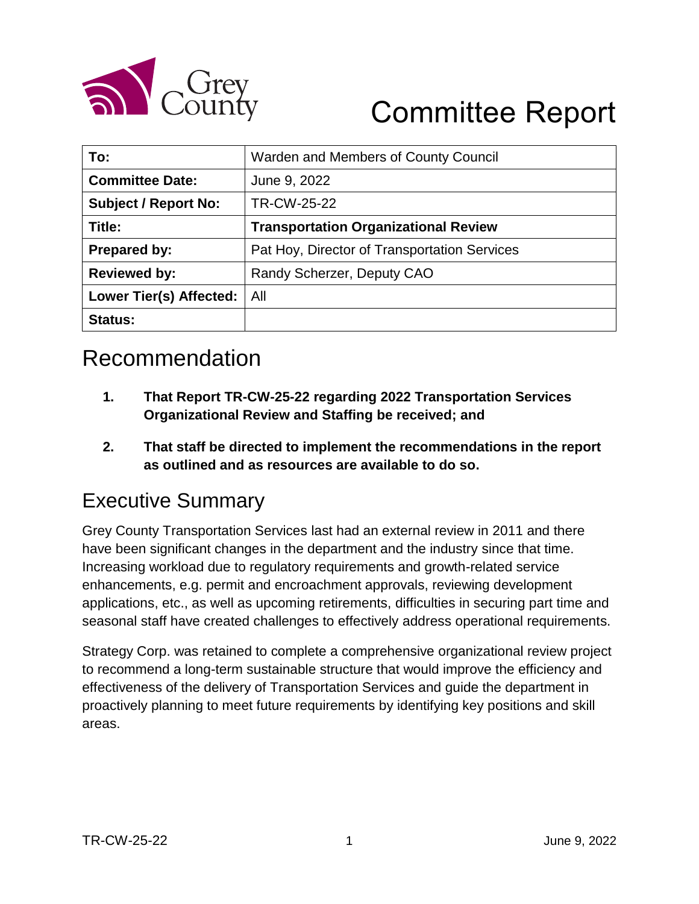# Committee Report

| To: | Warden and Members of County Council |
|---|---|
| **Committee Date:** | June 9, 2022 |
| **Subject / Report No:** | TR-CW-25-22 |
| **Title:** | **Transportation Organizational Review** |
| **Prepared by:** | Pat Hoy, Director of Transportation Services |
| **Reviewed by:** | Randy Scherzer, Deputy CAO |
| **Lower Tier(s) Affected:** | All |
| **Status:** | |

## Recommendation

1. **That Report TR-CW-25-22 regarding 2022 Transportation Services Organizational Review and Staffing be received; and**

2. **That staff be directed to implement the recommendations in the report as outlined and as resources are available to do so.**

## Executive Summary

Grey County Transportation Services last had an external review in 2011 and there have been significant changes in the department and the industry since that time. Increasing workload due to regulatory requirements and growth-related service enhancements, e.g. permit and encroachment approvals, reviewing development applications, etc., as well as upcoming retirements, difficulties in securing part time and seasonal staff have created challenges to effectively address operational requirements.

Strategy Corp. was retained to complete a comprehensive organizational review project to recommend a long-term sustainable structure that would improve the efficiency and effectiveness of the delivery of Transportation Services and guide the department in proactively planning to meet future requirements by identifying key positions and skill areas.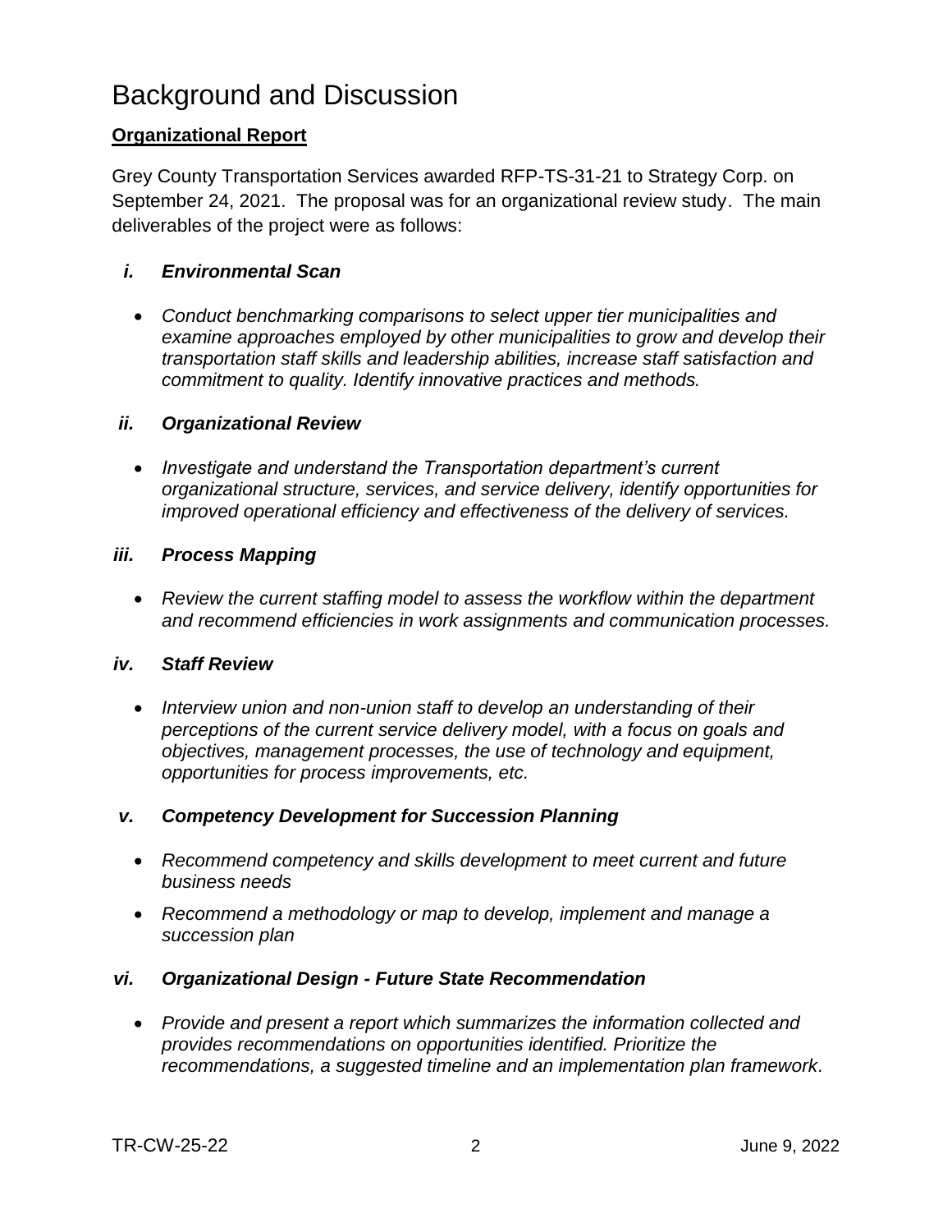# Background and Discussion

**Organizational Report**

Grey County Transportation Services awarded RFP-TS-31-21 to Strategy Corp. on September 24, 2021. The proposal was for an organizational review study. The main deliverables of the project were as follows:

### *i. Environmental Scan*

- *Conduct benchmarking comparisons to select upper tier municipalities and examine approaches employed by other municipalities to grow and develop their transportation staff skills and leadership abilities, increase staff satisfaction and commitment to quality. Identify innovative practices and methods.*

### *ii. Organizational Review*

- *Investigate and understand the Transportation department's current organizational structure, services, and service delivery, identify opportunities for improved operational efficiency and effectiveness of the delivery of services.*

### *iii. Process Mapping*

- *Review the current staffing model to assess the workflow within the department and recommend efficiencies in work assignments and communication processes.*

### *iv. Staff Review*

- *Interview union and non-union staff to develop an understanding of their perceptions of the current service delivery model, with a focus on goals and objectives, management processes, the use of technology and equipment, opportunities for process improvements, etc.*

### *v. Competency Development for Succession Planning*

- *Recommend competency and skills development to meet current and future business needs*
- *Recommend a methodology or map to develop, implement and manage a succession plan*

### *vi. Organizational Design - Future State Recommendation*

- *Provide and present a report which summarizes the information collected and provides recommendations on opportunities identified. Prioritize the recommendations, a suggested timeline and an implementation plan framework.*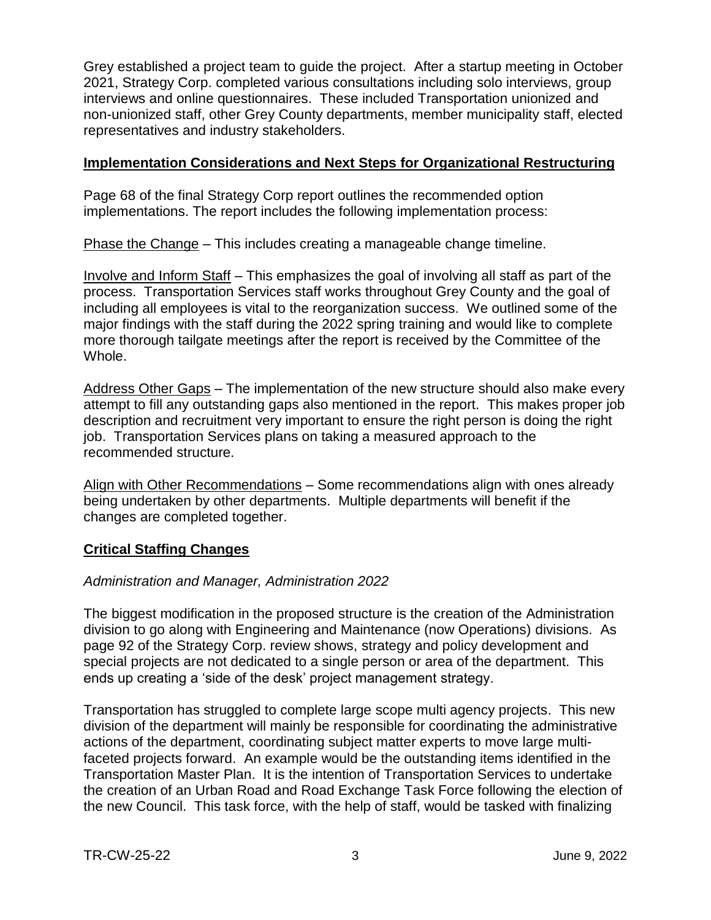Grey established a project team to guide the project. After a startup meeting in October 2021, Strategy Corp. completed various consultations including solo interviews, group interviews and online questionnaires. These included Transportation unionized and non-unionized staff, other Grey County departments, member municipality staff, elected representatives and industry stakeholders.

## Implementation Considerations and Next Steps for Organizational Restructuring

Page 68 of the final Strategy Corp report outlines the recommended option implementations. The report includes the following implementation process:

Phase the Change – This includes creating a manageable change timeline.

Involve and Inform Staff – This emphasizes the goal of involving all staff as part of the process. Transportation Services staff works throughout Grey County and the goal of including all employees is vital to the reorganization success. We outlined some of the major findings with the staff during the 2022 spring training and would like to complete more thorough tailgate meetings after the report is received by the Committee of the Whole.

Address Other Gaps – The implementation of the new structure should also make every attempt to fill any outstanding gaps also mentioned in the report. This makes proper job description and recruitment very important to ensure the right person is doing the right job. Transportation Services plans on taking a measured approach to the recommended structure.

Align with Other Recommendations – Some recommendations align with ones already being undertaken by other departments. Multiple departments will benefit if the changes are completed together.

## Critical Staffing Changes

*Administration and Manager, Administration 2022*

The biggest modification in the proposed structure is the creation of the Administration division to go along with Engineering and Maintenance (now Operations) divisions. As page 92 of the Strategy Corp. review shows, strategy and policy development and special projects are not dedicated to a single person or area of the department. This ends up creating a 'side of the desk' project management strategy.

Transportation has struggled to complete large scope multi agency projects. This new division of the department will mainly be responsible for coordinating the administrative actions of the department, coordinating subject matter experts to move large multi-faceted projects forward. An example would be the outstanding items identified in the Transportation Master Plan. It is the intention of Transportation Services to undertake the creation of an Urban Road and Road Exchange Task Force following the election of the new Council. This task force, with the help of staff, would be tasked with finalizing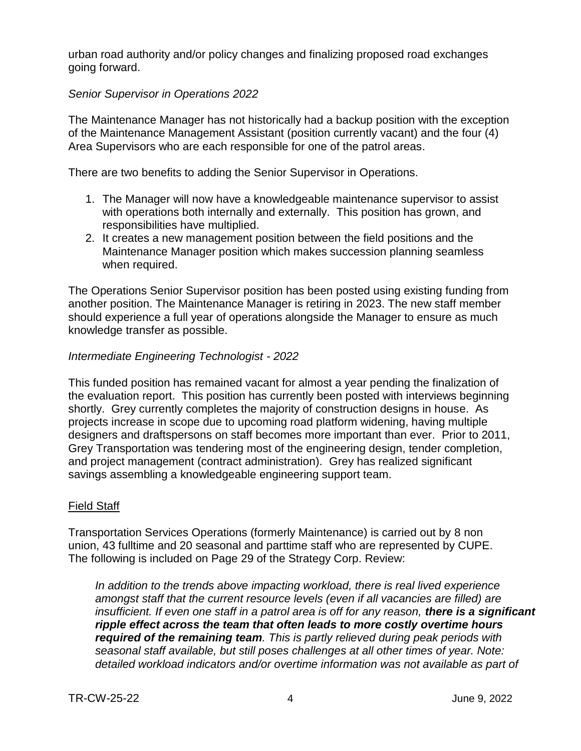urban road authority and/or policy changes and finalizing proposed road exchanges going forward.

*Senior Supervisor in Operations 2022*

The Maintenance Manager has not historically had a backup position with the exception of the Maintenance Management Assistant (position currently vacant) and the four (4) Area Supervisors who are each responsible for one of the patrol areas.

There are two benefits to adding the Senior Supervisor in Operations.

1. The Manager will now have a knowledgeable maintenance supervisor to assist with operations both internally and externally. This position has grown, and responsibilities have multiplied.
2. It creates a new management position between the field positions and the Maintenance Manager position which makes succession planning seamless when required.

The Operations Senior Supervisor position has been posted using existing funding from another position. The Maintenance Manager is retiring in 2023. The new staff member should experience a full year of operations alongside the Manager to ensure as much knowledge transfer as possible.

*Intermediate Engineering Technologist - 2022*

This funded position has remained vacant for almost a year pending the finalization of the evaluation report. This position has currently been posted with interviews beginning shortly. Grey currently completes the majority of construction designs in house. As projects increase in scope due to upcoming road platform widening, having multiple designers and draftspersons on staff becomes more important than ever. Prior to 2011, Grey Transportation was tendering most of the engineering design, tender completion, and project management (contract administration). Grey has realized significant savings assembling a knowledgeable engineering support team.

<u>Field Staff</u>

Transportation Services Operations (formerly Maintenance) is carried out by 8 non union, 43 fulltime and 20 seasonal and parttime staff who are represented by CUPE. The following is included on Page 29 of the Strategy Corp. Review:

> *In addition to the trends above impacting workload, there is real lived experience amongst staff that the current resource levels (even if all vacancies are filled) are insufficient. If even one staff in a patrol area is off for any reason,* ***there is a significant ripple effect across the team that often leads to more costly overtime hours required of the remaining team****. This is partly relieved during peak periods with seasonal staff available, but still poses challenges at all other times of year. Note: detailed workload indicators and/or overtime information was not available as part of*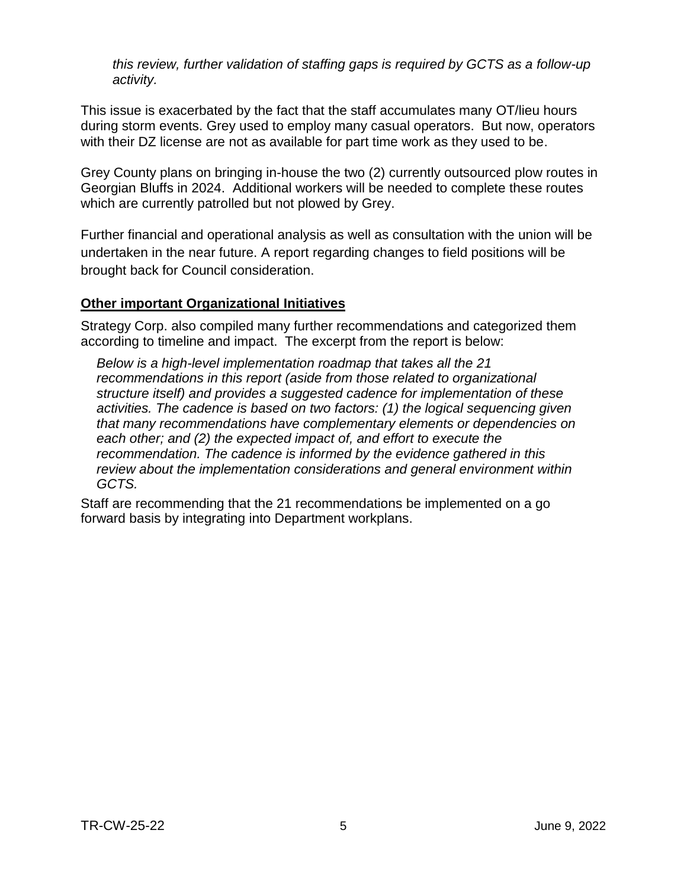*this review, further validation of staffing gaps is required by GCTS as a follow-up activity.*

This issue is exacerbated by the fact that the staff accumulates many OT/lieu hours during storm events. Grey used to employ many casual operators. But now, operators with their DZ license are not as available for part time work as they used to be.

Grey County plans on bringing in-house the two (2) currently outsourced plow routes in Georgian Bluffs in 2024. Additional workers will be needed to complete these routes which are currently patrolled but not plowed by Grey.

Further financial and operational analysis as well as consultation with the union will be undertaken in the near future. A report regarding changes to field positions will be brought back for Council consideration.

## Other important Organizational Initiatives

Strategy Corp. also compiled many further recommendations and categorized them according to timeline and impact. The excerpt from the report is below:

> *Below is a high-level implementation roadmap that takes all the 21 recommendations in this report (aside from those related to organizational structure itself) and provides a suggested cadence for implementation of these activities. The cadence is based on two factors: (1) the logical sequencing given that many recommendations have complementary elements or dependencies on each other; and (2) the expected impact of, and effort to execute the recommendation. The cadence is informed by the evidence gathered in this review about the implementation considerations and general environment within GCTS.*

Staff are recommending that the 21 recommendations be implemented on a go forward basis by integrating into Department workplans.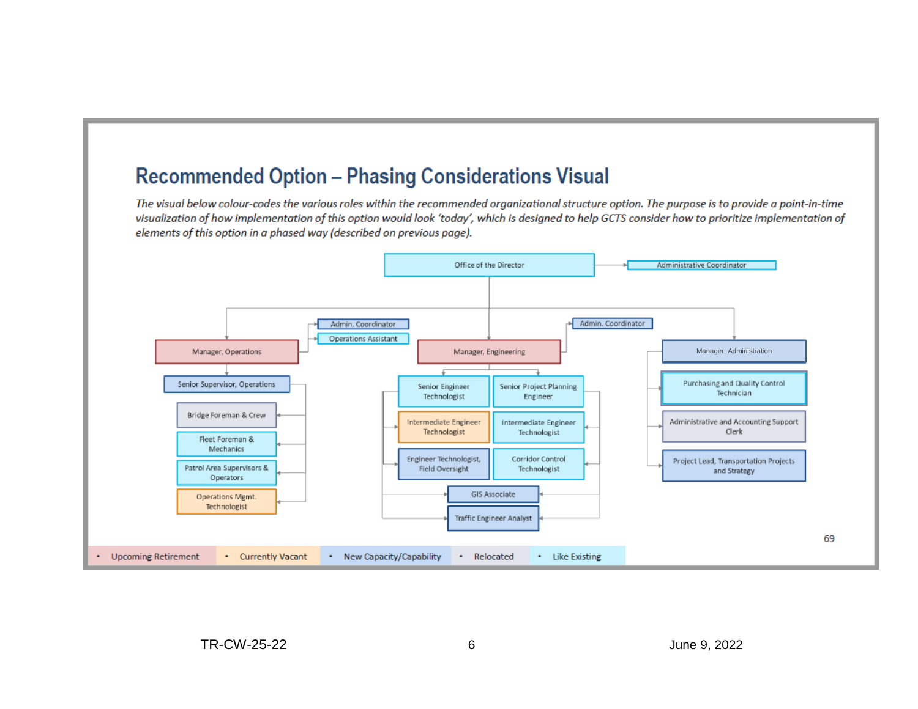## Recommended Option – Phasing Considerations Visual

*The visual below colour-codes the various roles within the recommended organizational structure option. The purpose is to provide a point-in-time visualization of how implementation of this option would look 'today', which is designed to help GCTS consider how to prioritize implementation of elements of this option in a phased way (described on previous page).*

- **Office of the Director** (Like Existing)
  - Administrative Coordinator (Like Existing)
  - **Manager, Operations** (Upcoming Retirement)
    - Admin. Coordinator (New Capacity/Capability)
    - Operations Assistant (Like Existing)
    - Senior Supervisor, Operations (New Capacity/Capability)
      - Bridge Foreman & Crew (Relocated)
      - Fleet Foreman & Mechanics (Like Existing)
      - Patrol Area Supervisors & Operators (Like Existing)
      - Operations Mgmt. Technologist (Currently Vacant)
  - **Manager, Engineering** (Upcoming Retirement)
    - Admin. Coordinator (New Capacity/Capability)
    - Senior Engineer Technologist (Like Existing)
    - Senior Project Planning Engineer (Like Existing)
    - Intermediate Engineer Technologist (Currently Vacant)
    - Intermediate Engineer Technologist (Like Existing)
    - Engineer Technologist, Field Oversight (New Capacity/Capability)
    - Corridor Control Technologist (Like Existing)
    - GIS Associate (New Capacity/Capability)
    - Traffic Engineer Analyst (New Capacity/Capability)
  - **Manager, Administration** (New Capacity/Capability)
    - Purchasing and Quality Control Technician (Like Existing)
    - Administrative and Accounting Support Clerk (Relocated)
    - Project Lead, Transportation Projects and Strategy (New Capacity/Capability)

69

Legend:
- Upcoming Retirement
- Currently Vacant
- New Capacity/Capability
- Relocated
- Like Existing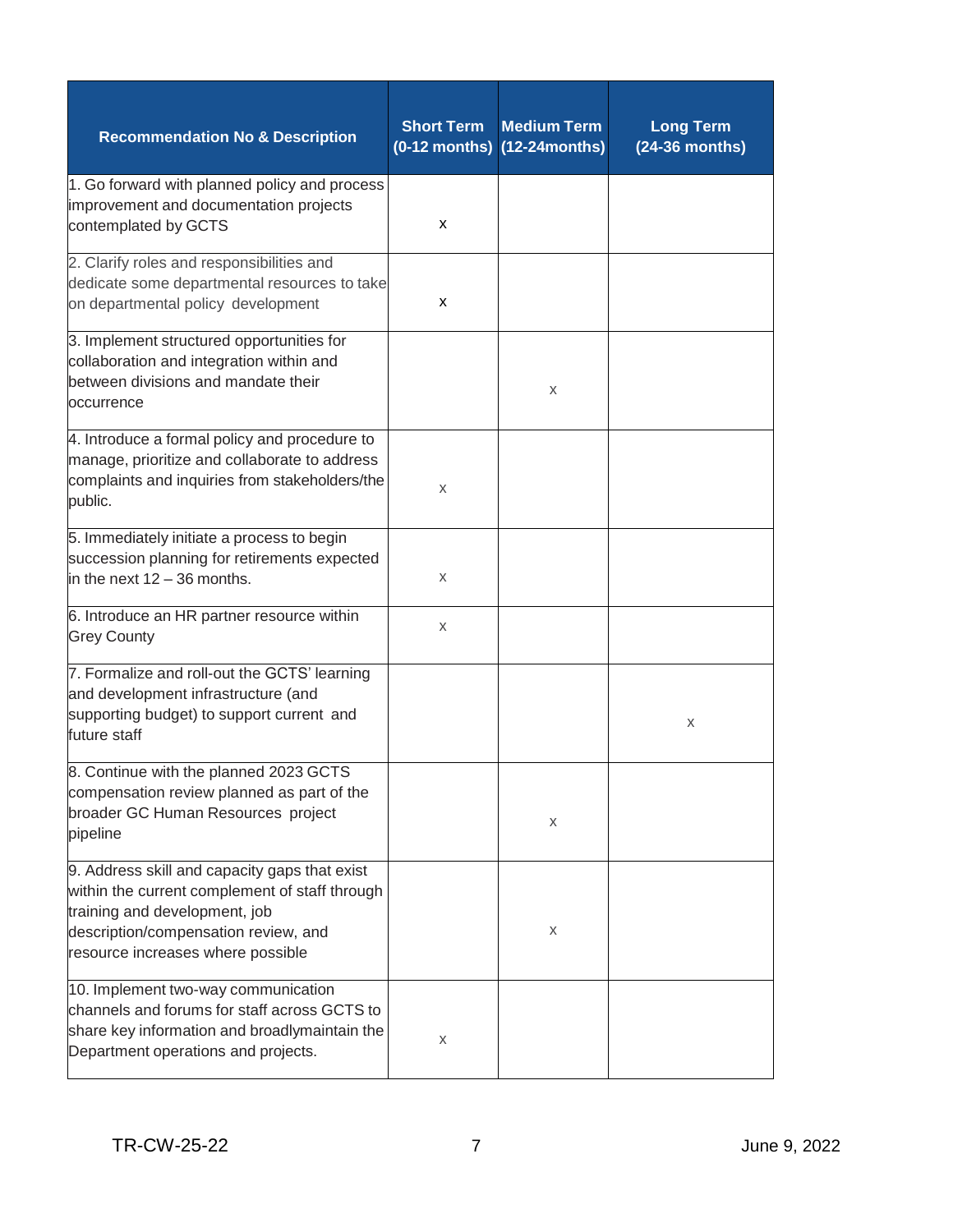| Recommendation No & Description | Short Term (0-12 months) | Medium Term (12-24months) | Long Term (24-36 months) |
|---|---|---|---|
| 1. Go forward with planned policy and process improvement and documentation projects contemplated by GCTS | x | | |
| 2. Clarify roles and responsibilities and dedicate some departmental resources to take on departmental policy development | x | | |
| 3. Implement structured opportunities for collaboration and integration within and between divisions and mandate their occurrence | | x | |
| 4. Introduce a formal policy and procedure to manage, prioritize and collaborate to address complaints and inquiries from stakeholders/the public. | x | | |
| 5. Immediately initiate a process to begin succession planning for retirements expected in the next 12 – 36 months. | x | | |
| 6. Introduce an HR partner resource within Grey County | x | | |
| 7. Formalize and roll-out the GCTS' learning and development infrastructure (and supporting budget) to support current and future staff | | | x |
| 8. Continue with the planned 2023 GCTS compensation review planned as part of the broader GC Human Resources project pipeline | | x | |
| 9. Address skill and capacity gaps that exist within the current complement of staff through training and development, job description/compensation review, and resource increases where possible | | x | |
| 10. Implement two-way communication channels and forums for staff across GCTS to share key information and broadlymaintain the Department operations and projects. | x | | |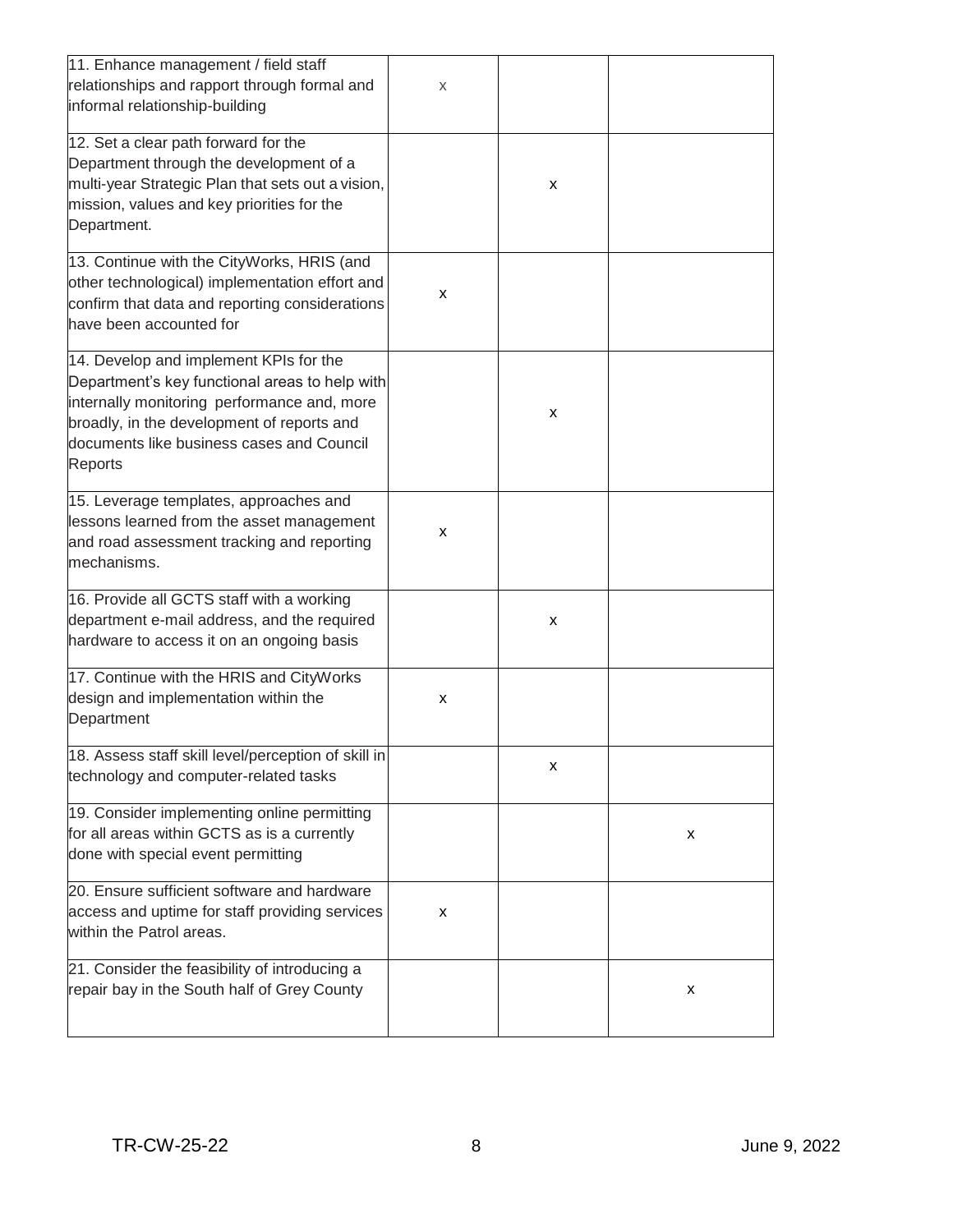| | | | |
|---|---|---|---|
| 11. Enhance management / field staff relationships and rapport through formal and informal relationship-building | x | | |
| 12. Set a clear path forward for the Department through the development of a multi-year Strategic Plan that sets out a vision, mission, values and key priorities for the Department. | | x | |
| 13. Continue with the CityWorks, HRIS (and other technological) implementation effort and confirm that data and reporting considerations have been accounted for | x | | |
| 14. Develop and implement KPIs for the Department's key functional areas to help with internally monitoring performance and, more broadly, in the development of reports and documents like business cases and Council Reports | | x | |
| 15. Leverage templates, approaches and lessons learned from the asset management and road assessment tracking and reporting mechanisms. | x | | |
| 16. Provide all GCTS staff with a working department e-mail address, and the required hardware to access it on an ongoing basis | | x | |
| 17. Continue with the HRIS and CityWorks design and implementation within the Department | x | | |
| 18. Assess staff skill level/perception of skill in technology and computer-related tasks | | x | |
| 19. Consider implementing online permitting for all areas within GCTS as is a currently done with special event permitting | | | x |
| 20. Ensure sufficient software and hardware access and uptime for staff providing services within the Patrol areas. | x | | |
| 21. Consider the feasibility of introducing a repair bay in the South half of Grey County | | | x |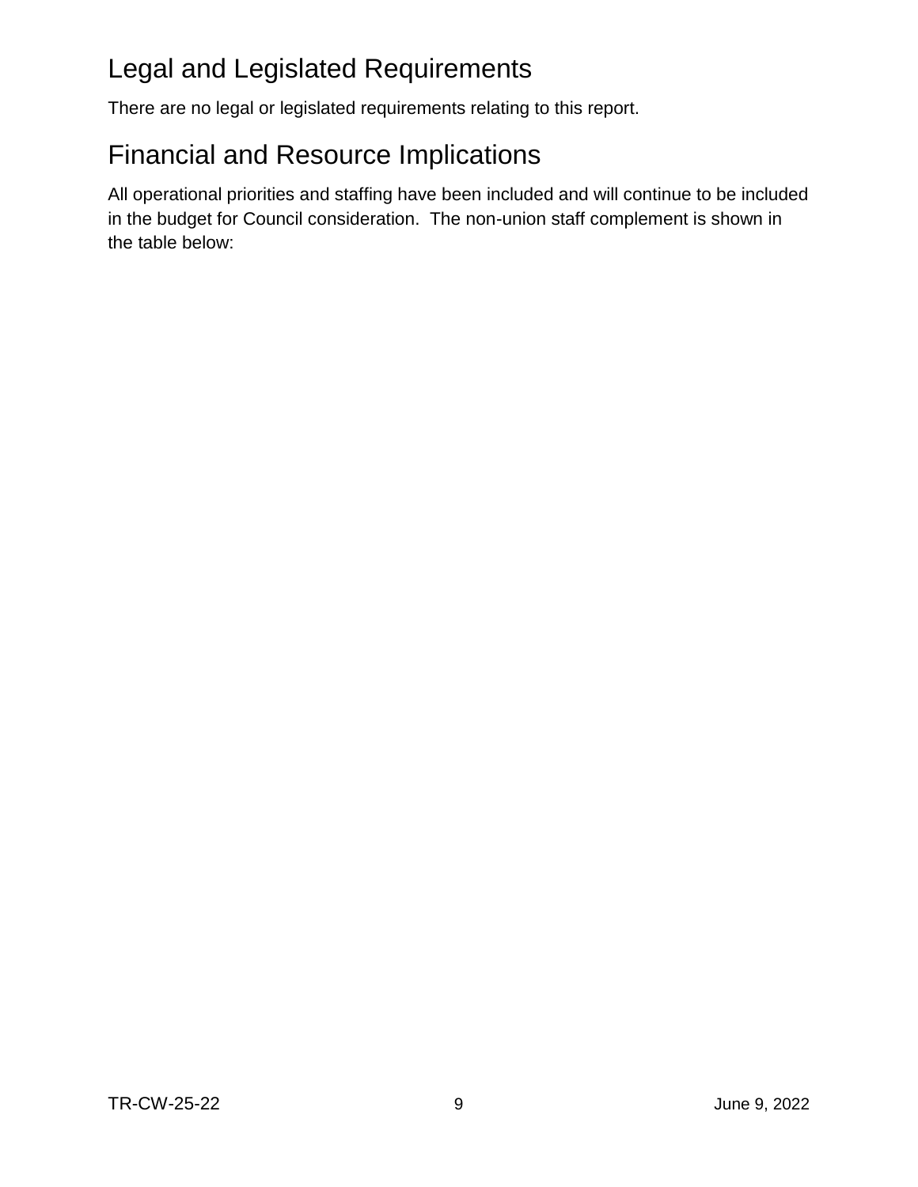## Legal and Legislated Requirements

There are no legal or legislated requirements relating to this report.

## Financial and Resource Implications

All operational priorities and staffing have been included and will continue to be included in the budget for Council consideration. The non-union staff complement is shown in the table below: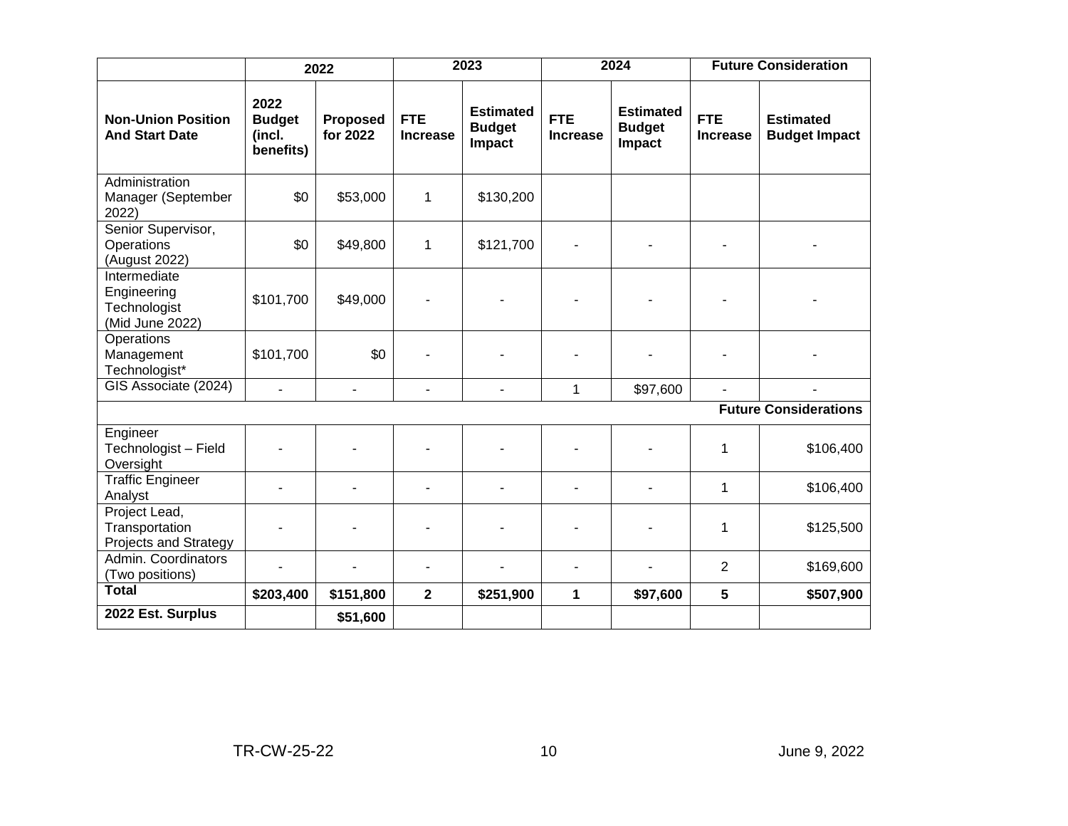| | 2022 | | 2023 | | 2024 | | Future Consideration | |
|---|---|---|---|---|---|---|---|---|
| **Non-Union Position And Start Date** | **2022 Budget (incl. benefits)** | **Proposed for 2022** | **FTE Increase** | **Estimated Budget Impact** | **FTE Increase** | **Estimated Budget Impact** | **FTE Increase** | **Estimated Budget Impact** |
| Administration Manager (September 2022) | $0 | $53,000 | 1 | $130,200 | | | | |
| Senior Supervisor, Operations (August 2022) | $0 | $49,800 | 1 | $121,700 | - | - | - | - |
| Intermediate Engineering Technologist (Mid June 2022) | $101,700 | $49,000 | - | - | - | - | - | - |
| Operations Management Technologist* | $101,700 | $0 | - | - | - | - | - | - |
| GIS Associate (2024) | - | - | - | - | 1 | $97,600 | - | - |
| | | | | | | | | **Future Considerations** |
| Engineer Technologist – Field Oversight | - | - | - | - | - | - | 1 | $106,400 |
| Traffic Engineer Analyst | - | - | - | - | - | - | 1 | $106,400 |
| Project Lead, Transportation Projects and Strategy | - | - | - | - | - | - | 1 | $125,500 |
| Admin. Coordinators (Two positions) | - | - | - | - | - | - | 2 | $169,600 |
| **Total** | **$203,400** | **$151,800** | **2** | **$251,900** | **1** | **$97,600** | **5** | **$507,900** |
| **2022 Est. Surplus** | | **$51,600** | | | | | | |

TR-CW-25-22 June 9, 2022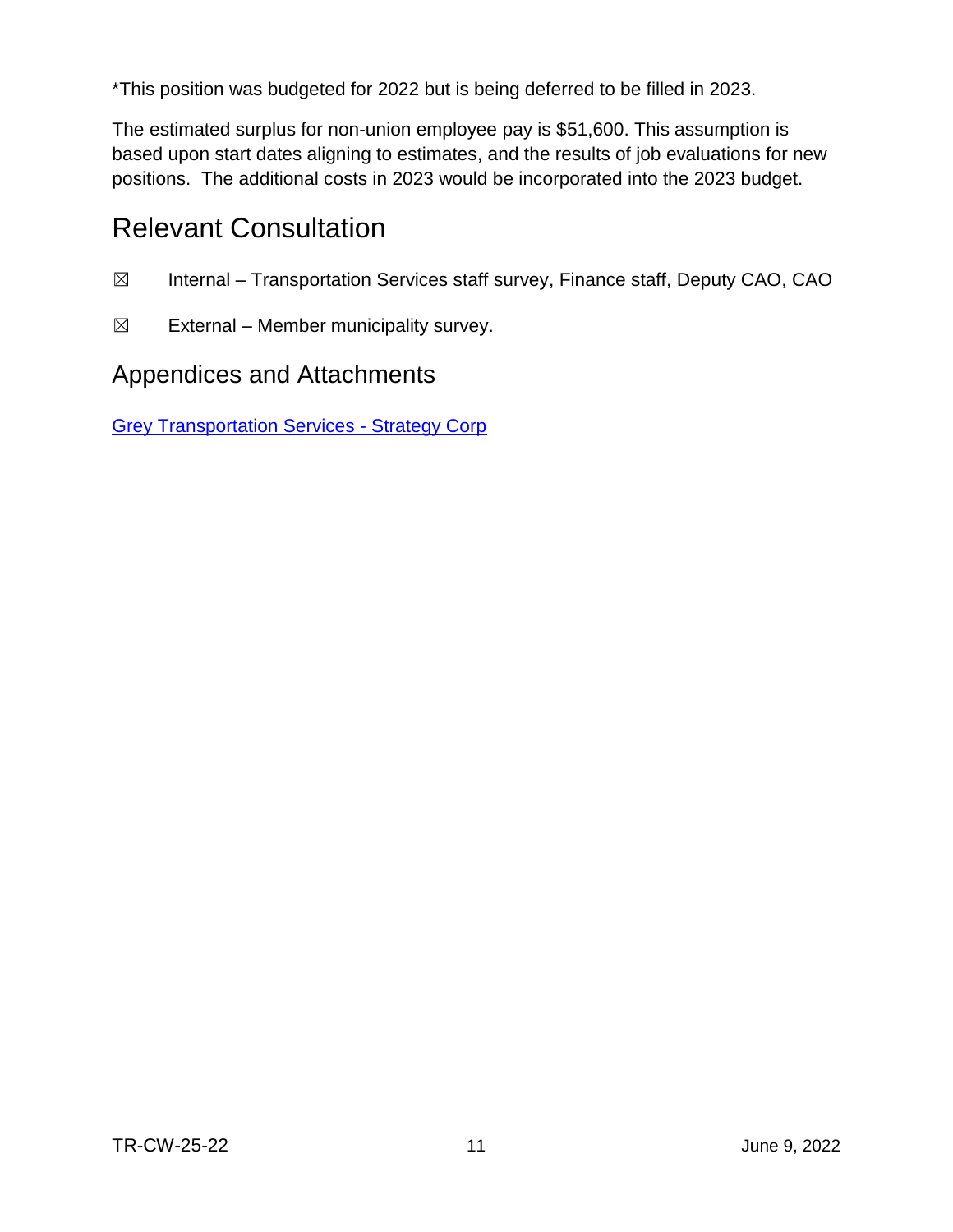*This position was budgeted for 2022 but is being deferred to be filled in 2023.

The estimated surplus for non-union employee pay is $51,600. This assumption is based upon start dates aligning to estimates, and the results of job evaluations for new positions. The additional costs in 2023 would be incorporated into the 2023 budget.

## Relevant Consultation

☒ Internal – Transportation Services staff survey, Finance staff, Deputy CAO, CAO

☒ External – Member municipality survey.

## Appendices and Attachments

[Grey Transportation Services - Strategy Corp]()